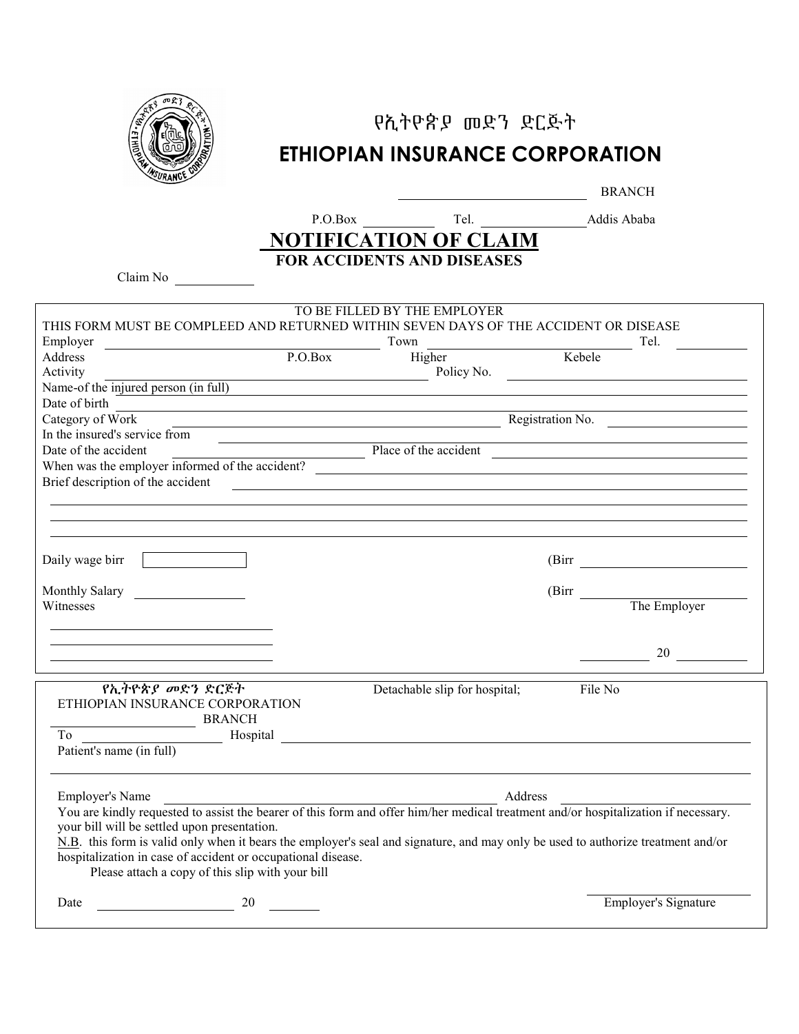# የኢትዮጵያ መድን ድርጅት

# ETHIOPIAN INSURANCE CORPORATION

\_\_\_\_\_\_\_\_\_\_\_\_\_\_\_\_ BRANCH

P.O.Box \_\_\_\_\_\_\_\_ Tel. \_\_\_\_\_\_\_\_\_\_ Addis Ababa

## NOTIFICATION OF CLAIM

### FOR ACCIDENTS AND DISEASES

Claim No \_\_\_\_\_\_\_\_

---

TO BE FILLED BY THE EMPLOYER

THIS FORM MUST BE COMPLEED AND RETURNED WITHIN SEVEN DAYS OF THE ACCIDENT OR DISEASE

Employer \_\_\_\_\_\_\_\_\_\_\_\_\_\_\_\_ Town \_\_\_\_\_\_\_\_\_\_\_\_\_\_\_\_ Tel. \_\_\_\_\_\_\_\_

Address P.O.Box Higher Kebele

Activity \_\_\_\_\_\_\_\_\_\_\_\_\_\_\_\_ Policy No. \_\_\_\_\_\_\_\_\_\_\_\_\_\_\_\_

Name-of the injured person (in full) \_\_\_\_\_\_\_\_\_\_\_\_\_\_\_\_

Date of birth \_\_\_\_\_\_\_\_\_\_\_\_\_\_\_\_

Category of Work \_\_\_\_\_\_\_\_\_\_\_\_\_\_\_\_ Registration No. \_\_\_\_\_\_\_\_

In the insured's service from \_\_\_\_\_\_\_\_\_\_\_\_\_\_\_\_

Date of the accident \_\_\_\_\_\_\_\_ Place of the accident \_\_\_\_\_\_\_\_\_\_\_\_\_\_\_\_

When was the employer informed of the accident? \_\_\_\_\_\_\_\_\_\_\_\_\_\_\_\_

Brief description of the accident \_\_\_\_\_\_\_\_\_\_\_\_\_\_\_\_

Daily wage birr [ ] (Birr \_\_\_\_\_\_\_\_

Monthly Salary \_\_\_\_\_\_\_\_ (Birr \_\_\_\_\_\_\_\_

Witnesses

The Employer

\_\_\_\_\_\_\_\_ 20 \_\_\_\_\_\_\_\_

---

***የኢትዮጵያ መድን ድርጅት***

ETHIOPIAN INSURANCE CORPORATION

\_\_\_\_\_\_\_\_\_\_\_\_\_\_\_\_ BRANCH

Detachable slip for hospital; File No

To \_\_\_\_\_\_\_\_\_\_\_\_\_\_\_\_ Hospital \_\_\_\_\_\_\_\_\_\_\_\_\_\_\_\_

Patient's name (in full)

Employer's Name \_\_\_\_\_\_\_\_\_\_\_\_\_\_\_\_ Address \_\_\_\_\_\_\_\_\_\_\_\_\_\_\_\_

You are kindly requested to assist the bearer of this form and offer him/her medical treatment and/or hospitalization if necessary. your bill will be settled upon presentation.

N.B. this form is valid only when it bears the employer's seal and signature, and may only be used to authorize treatment and/or hospitalization in case of accident or occupational disease.

Please attach a copy of this slip with your bill

Date \_\_\_\_\_\_\_\_ 20 \_\_\_\_\_\_\_\_

Employer's Signature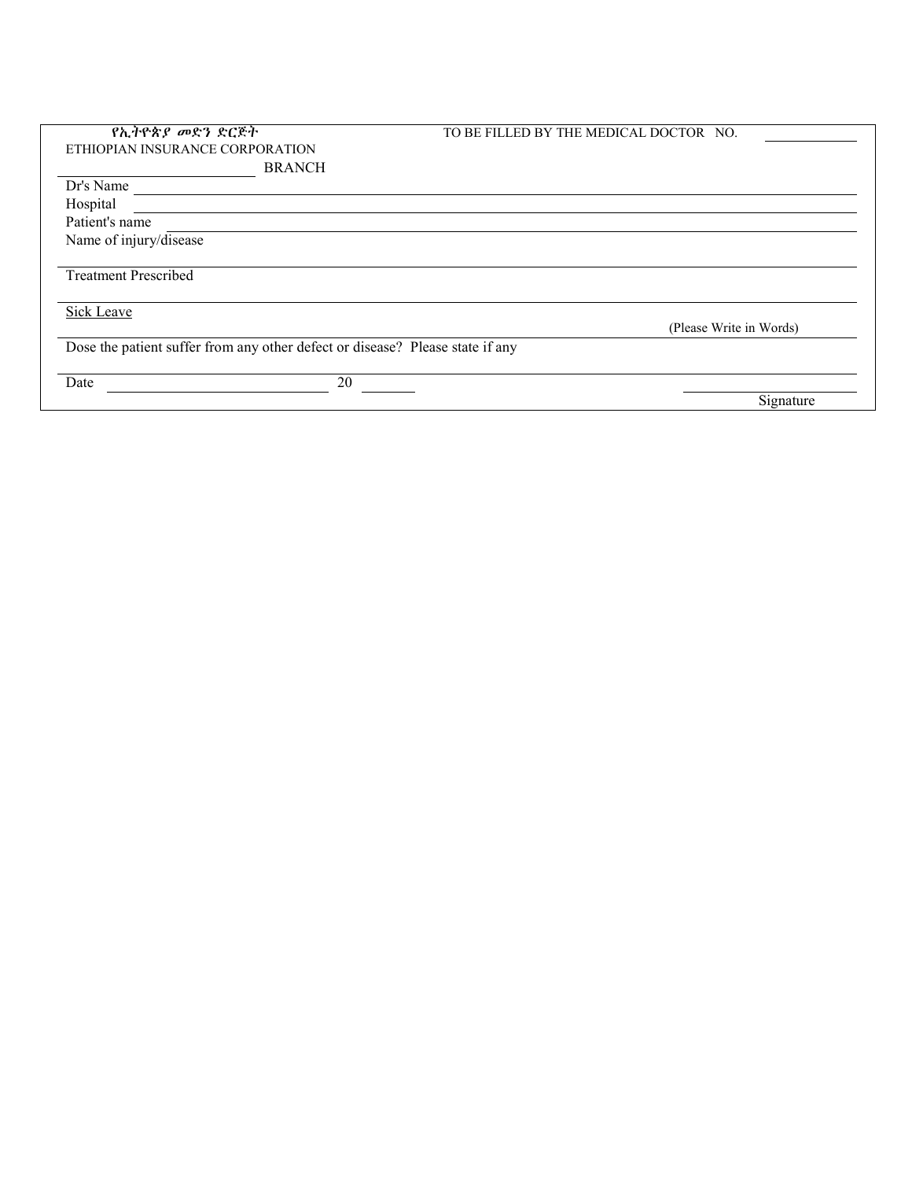የኢትዮጵያ መድን ድርጅት

ETHIOPIAN INSURANCE CORPORATION

_______________ BRANCH

TO BE FILLED BY THE MEDICAL DOCTOR NO. _______________

Dr's Name _______________

Hospital _______________

Patient's name _______________

Name of injury/disease

_______________

Treatment Prescribed

_______________

<u>Sick Leave</u>

(Please Write in Words)

_______________

Dose the patient suffer from any other defect or disease? Please state if any

_______________

Date _______________ 20 _______

_______________
Signature